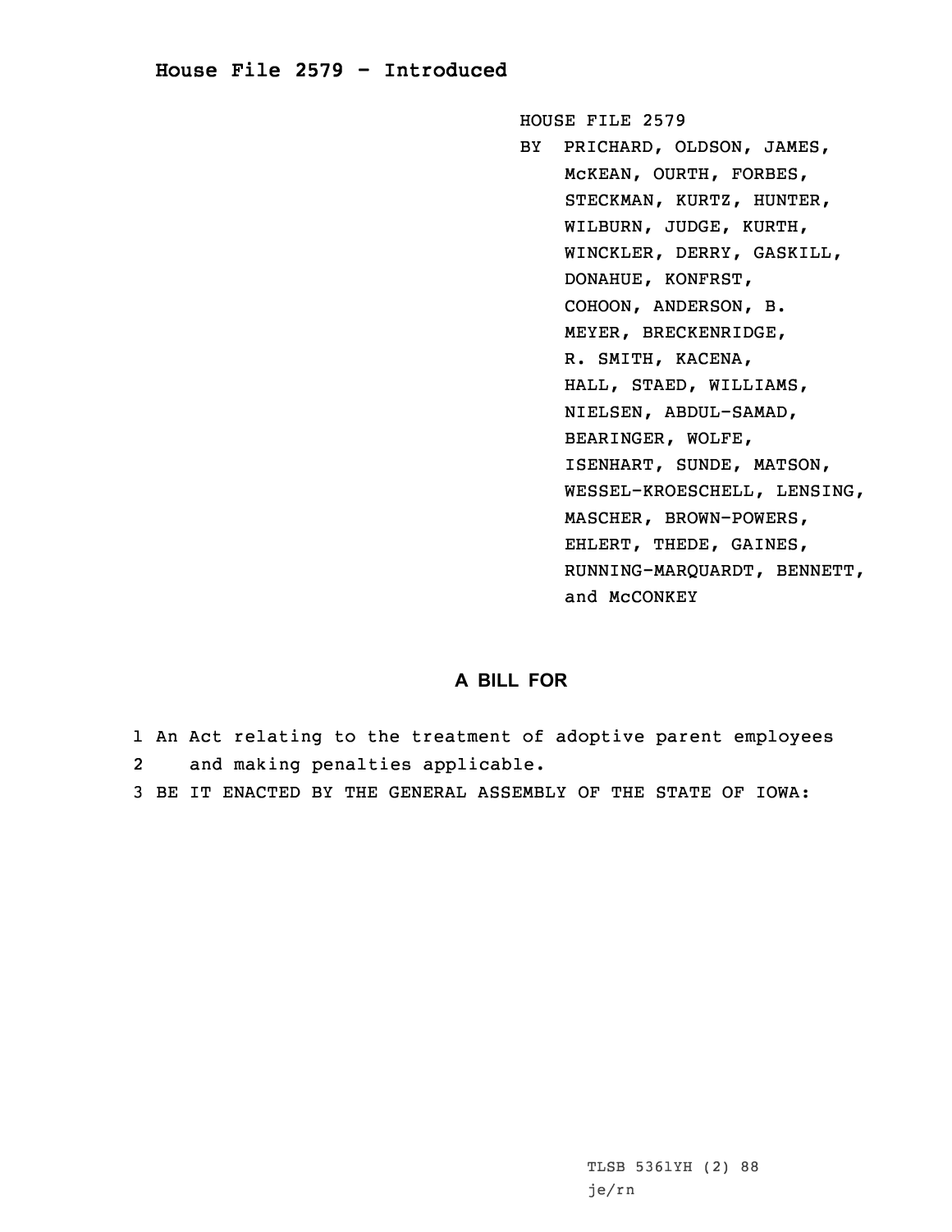# House File 2579 - Introduced

HOUSE FILE 2579

BY PRICHARD, OLDSON, JAMES, McKEAN, OURTH, FORBES, STECKMAN, KURTZ, HUNTER, WILBURN, JUDGE, KURTH, WINCKLER, DERRY, GASKILL, DONAHUE, KONFRST, COHOON, ANDERSON, B. MEYER, BRECKENRIDGE, R. SMITH, KACENA, HALL, STAED, WILLIAMS, NIELSEN, ABDUL-SAMAD, BEARINGER, WOLFE, ISENHART, SUNDE, MATSON, WESSEL-KROESCHELL, LENSING, MASCHER, BROWN-POWERS, EHLERT, THEDE, GAINES, RUNNING-MARQUARDT, BENNETT, and McCONKEY

## A BILL FOR

1 An Act relating to the treatment of adoptive parent employees
2 and making penalties applicable.
3 BE IT ENACTED BY THE GENERAL ASSEMBLY OF THE STATE OF IOWA:

TLSB 5361YH (2) 88
je/rn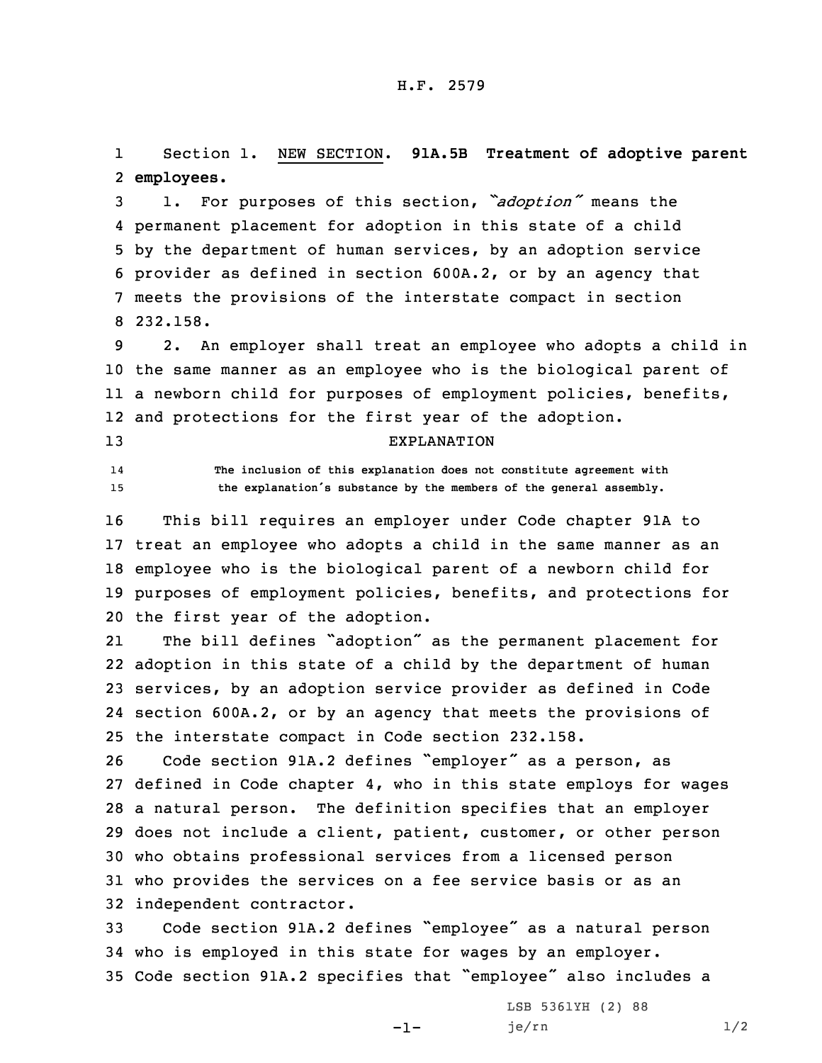H.F. 2579

Section 1. NEW SECTION. **91A.5B Treatment of adoptive parent employees.**

1. For purposes of this section, *"adoption"* means the permanent placement for adoption in this state of a child by the department of human services, by an adoption service provider as defined in section 600A.2, or by an agency that meets the provisions of the interstate compact in section 232.158.

2. An employer shall treat an employee who adopts a child in the same manner as an employee who is the biological parent of a newborn child for purposes of employment policies, benefits, and protections for the first year of the adoption.

EXPLANATION

The inclusion of this explanation does not constitute agreement with the explanation's substance by the members of the general assembly.

This bill requires an employer under Code chapter 91A to treat an employee who adopts a child in the same manner as an employee who is the biological parent of a newborn child for purposes of employment policies, benefits, and protections for the first year of the adoption.

The bill defines "adoption" as the permanent placement for adoption in this state of a child by the department of human services, by an adoption service provider as defined in Code section 600A.2, or by an agency that meets the provisions of the interstate compact in Code section 232.158.

Code section 91A.2 defines "employer" as a person, as defined in Code chapter 4, who in this state employs for wages a natural person. The definition specifies that an employer does not include a client, patient, customer, or other person who obtains professional services from a licensed person who provides the services on a fee service basis or as an independent contractor.

Code section 91A.2 defines "employee" as a natural person who is employed in this state for wages by an employer. Code section 91A.2 specifies that "employee" also includes a

LSB 5361YH (2) 88
je/rn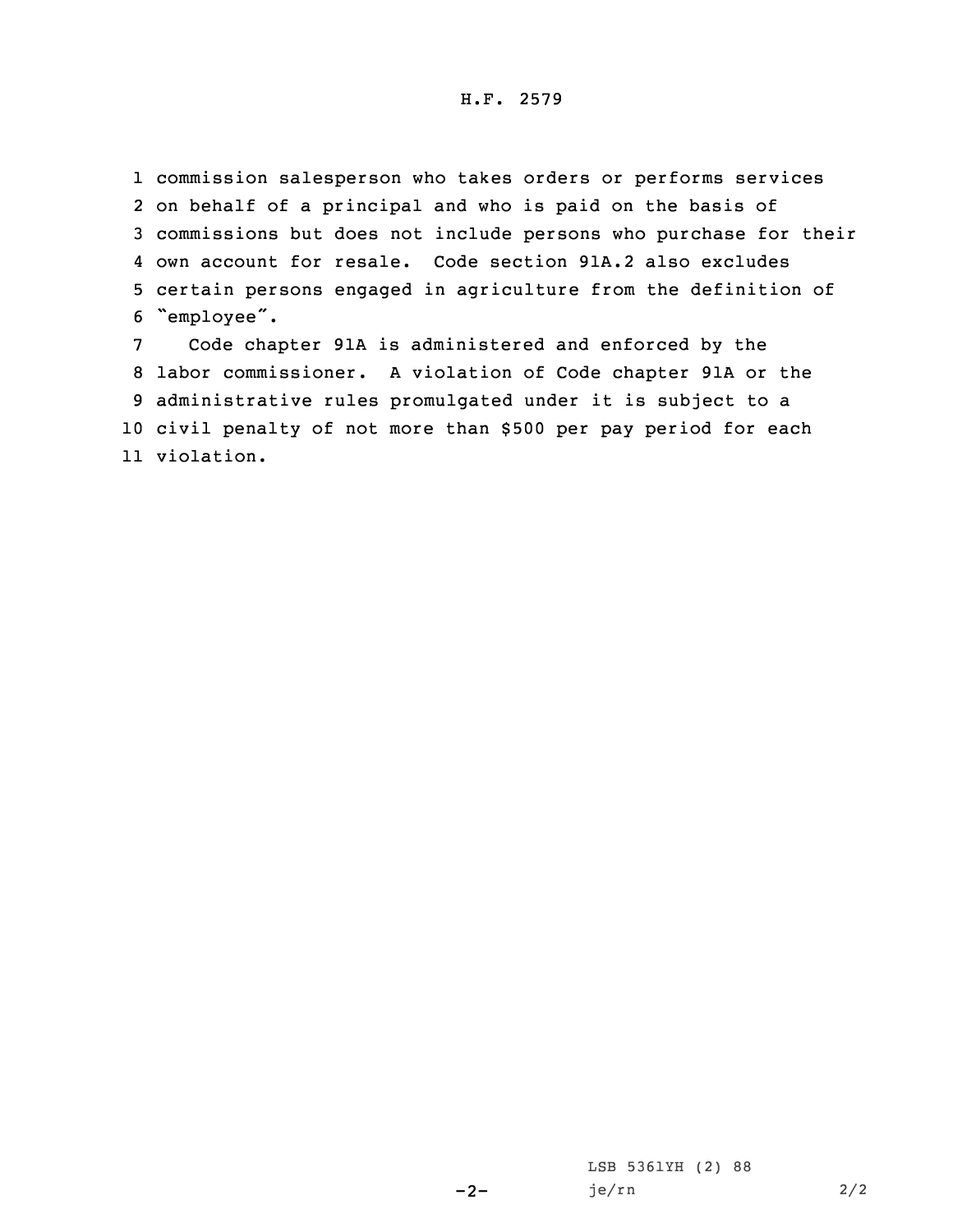commission salesperson who takes orders or performs services on behalf of a principal and who is paid on the basis of commissions but does not include persons who purchase for their own account for resale. Code section 91A.2 also excludes certain persons engaged in agriculture from the definition of "employee".

Code chapter 91A is administered and enforced by the labor commissioner. A violation of Code chapter 91A or the administrative rules promulgated under it is subject to a civil penalty of not more than $500 per pay period for each violation.